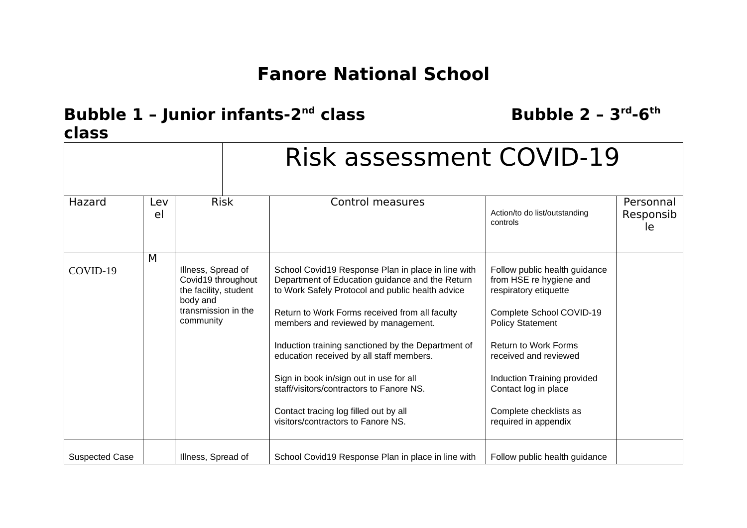# Fanore National School

**Bubble 1 – Junior infants-2nd class** **Bubble 2 – 3rd-6th class**

| | | | Risk assessment COVID-19 | | |
|---|---|---|---|---|---|
| Hazard | Level | Risk | Control measures | Action/to do list/outstanding controls | Personnal Responsible |
| COVID-19 | M | Illness, Spread of Covid19 throughout the facility, student body and transmission in the community | School Covid19 Response Plan in place in line with Department of Education guidance and the Return to Work Safely Protocol and public health advice<br><br>Return to Work Forms received from all faculty members and reviewed by management.<br><br>Induction training sanctioned by the Department of education received by all staff members.<br><br>Sign in book in/sign out in use for all staff/visitors/contractors to Fanore NS.<br><br>Contact tracing log filled out by all visitors/contractors to Fanore NS. | Follow public health guidance from HSE re hygiene and respiratory etiquette<br><br>Complete School COVID-19 Policy Statement<br><br>Return to Work Forms received and reviewed<br><br>Induction Training provided Contact log in place<br><br>Complete checklists as required in appendix | |
| Suspected Case | | Illness, Spread of | School Covid19 Response Plan in place in line with | Follow public health guidance | |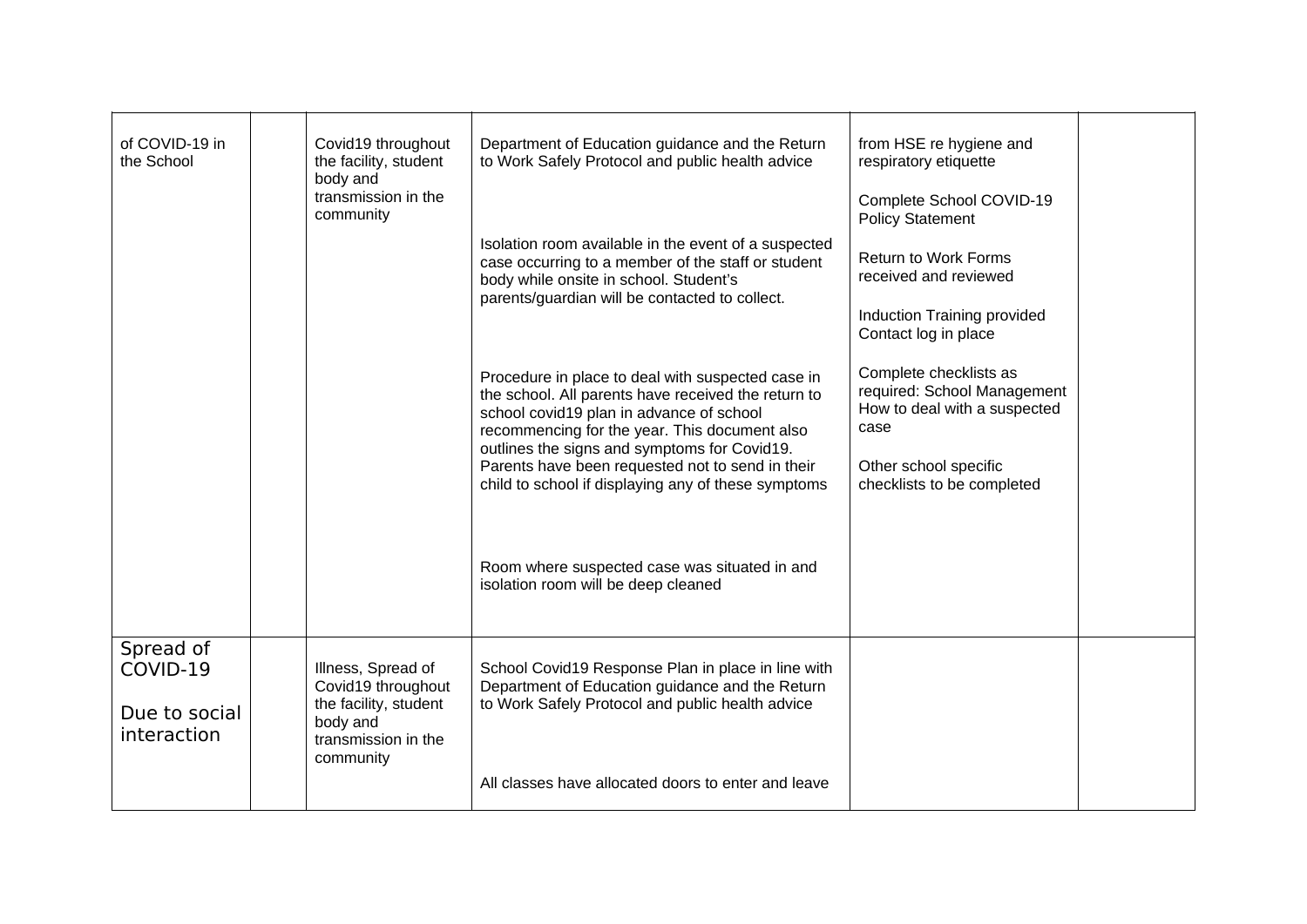| | | | | | |
|---|---|---|---|---|---|
| of COVID-19 in the School | | Covid19 throughout the facility, student body and transmission in the community | Department of Education guidance and the Return to Work Safely Protocol and public health advice<br><br>Isolation room available in the event of a suspected case occurring to a member of the staff or student body while onsite in school. Student's parents/guardian will be contacted to collect.<br><br>Procedure in place to deal with suspected case in the school. All parents have received the return to school covid19 plan in advance of school recommencing for the year. This document also outlines the signs and symptoms for Covid19. Parents have been requested not to send in their child to school if displaying any of these symptoms<br><br>Room where suspected case was situated in and isolation room will be deep cleaned | from HSE re hygiene and respiratory etiquette<br><br>Complete School COVID-19 Policy Statement<br><br>Return to Work Forms received and reviewed<br><br>Induction Training provided Contact log in place<br><br>Complete checklists as required: School Management How to deal with a suspected case<br><br>Other school specific checklists to be completed | |
| Spread of COVID-19<br><br>Due to social interaction | | Illness, Spread of Covid19 throughout the facility, student body and transmission in the community | School Covid19 Response Plan in place in line with Department of Education guidance and the Return to Work Safely Protocol and public health advice<br><br>All classes have allocated doors to enter and leave | | |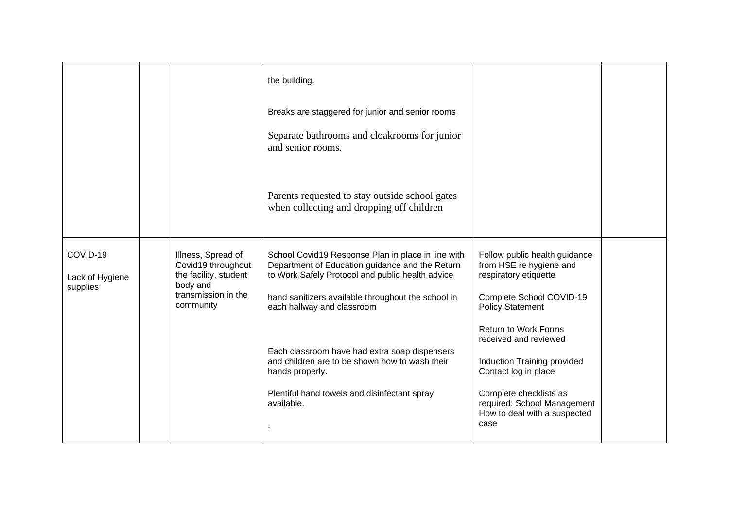| | | | | | |
|---|---|---|---|---|---|
| | | | the building.<br><br>Breaks are staggered for junior and senior rooms<br><br>Separate bathrooms and cloakrooms for junior and senior rooms.<br><br>Parents requested to stay outside school gates when collecting and dropping off children | | |
| COVID-19<br><br>Lack of Hygiene supplies | | Illness, Spread of Covid19 throughout the facility, student body and transmission in the community | School Covid19 Response Plan in place in line with Department of Education guidance and the Return to Work Safely Protocol and public health advice<br><br>hand sanitizers available throughout the school in each hallway and classroom<br><br>Each classroom have had extra soap dispensers and children are to be shown how to wash their hands properly.<br><br>Plentiful hand towels and disinfectant spray available.<br><br>. | Follow public health guidance from HSE re hygiene and respiratory etiquette<br><br>Complete School COVID-19 Policy Statement<br><br>Return to Work Forms received and reviewed<br><br>Induction Training provided Contact log in place<br><br>Complete checklists as required: School Management How to deal with a suspected case | |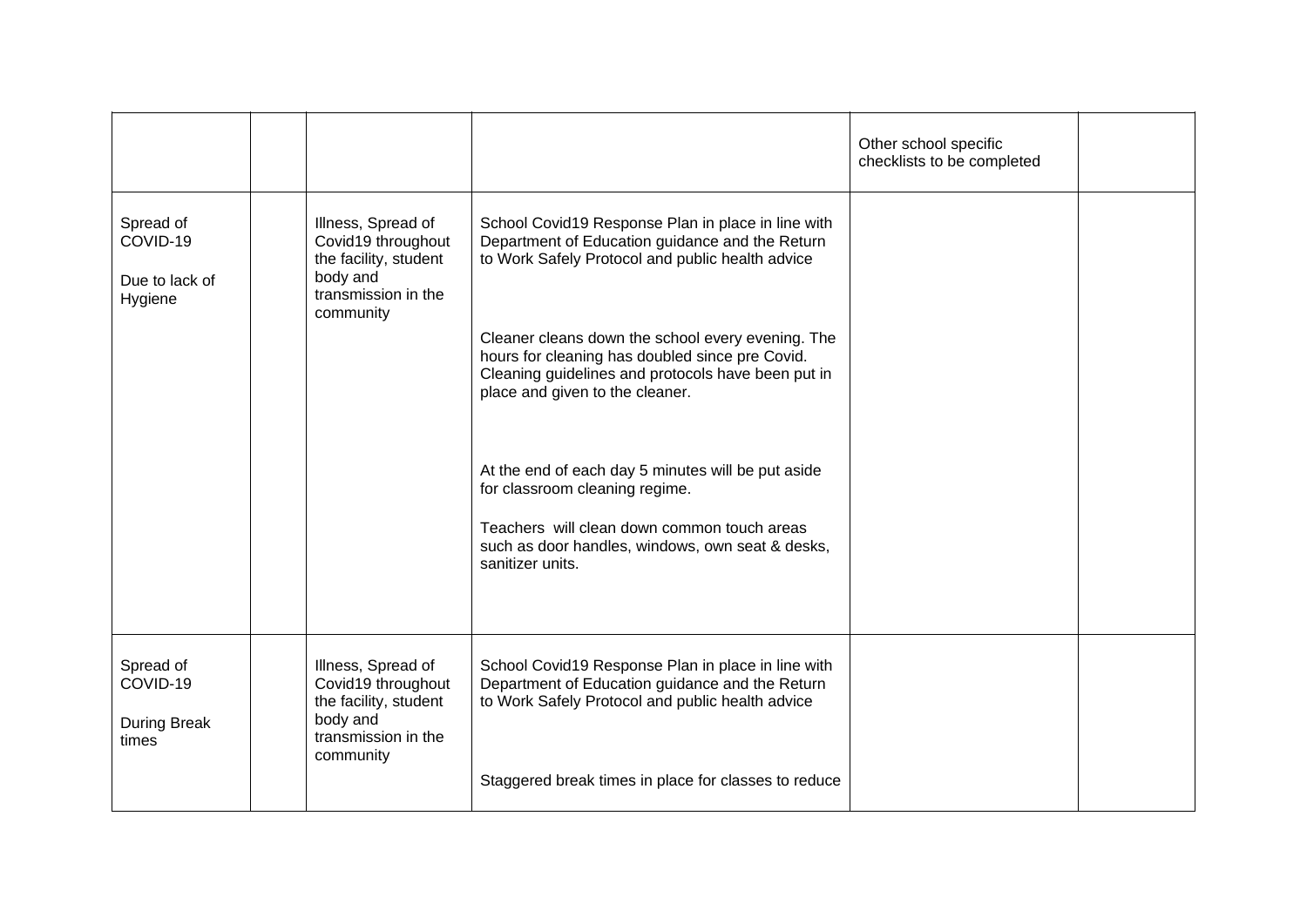| | | | | | |
|---|---|---|---|---|---|
| | | | | Other school specific checklists to be completed | |
| Spread of COVID-19<br><br>Due to lack of Hygiene | | Illness, Spread of Covid19 throughout the facility, student body and transmission in the community | School Covid19 Response Plan in place in line with Department of Education guidance and the Return to Work Safely Protocol and public health advice<br><br>Cleaner cleans down the school every evening. The hours for cleaning has doubled since pre Covid. Cleaning guidelines and protocols have been put in place and given to the cleaner.<br><br>At the end of each day 5 minutes will be put aside for classroom cleaning regime.<br><br>Teachers will clean down common touch areas such as door handles, windows, own seat & desks, sanitizer units. | | |
| Spread of COVID-19<br><br>During Break times | | Illness, Spread of Covid19 throughout the facility, student body and transmission in the community | School Covid19 Response Plan in place in line with Department of Education guidance and the Return to Work Safely Protocol and public health advice<br><br>Staggered break times in place for classes to reduce | | |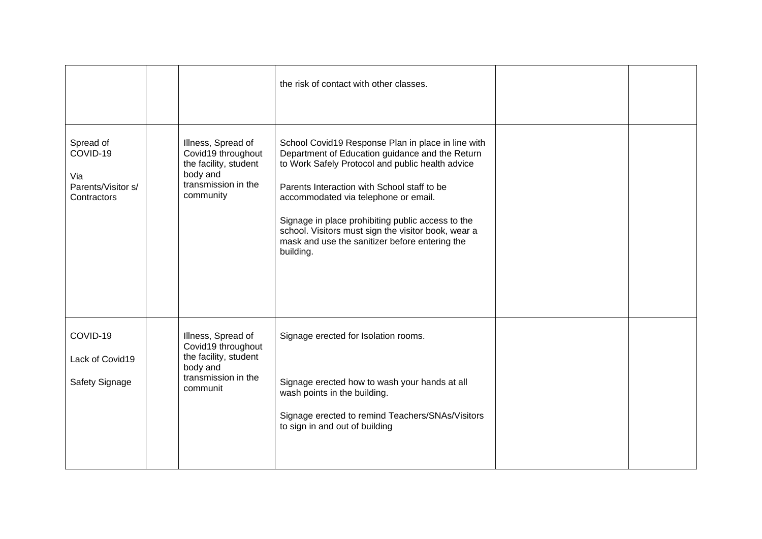| | | | | | |
|---|---|---|---|---|---|
| | | | the risk of contact with other classes. | | |
| Spread of COVID-19<br><br>Via Parents/Visitor s/ Contractors | | Illness, Spread of Covid19 throughout the facility, student body and transmission in the community | School Covid19 Response Plan in place in line with Department of Education guidance and the Return to Work Safely Protocol and public health advice<br><br>Parents Interaction with School staff to be accommodated via telephone or email.<br><br>Signage in place prohibiting public access to the school. Visitors must sign the visitor book, wear a mask and use the sanitizer before entering the building. | | |
| COVID-19<br><br>Lack of Covid19<br><br>Safety Signage | | Illness, Spread of Covid19 throughout the facility, student body and transmission in the communit | Signage erected for Isolation rooms.<br><br>Signage erected how to wash your hands at all wash points in the building.<br><br>Signage erected to remind Teachers/SNAs/Visitors to sign in and out of building | | |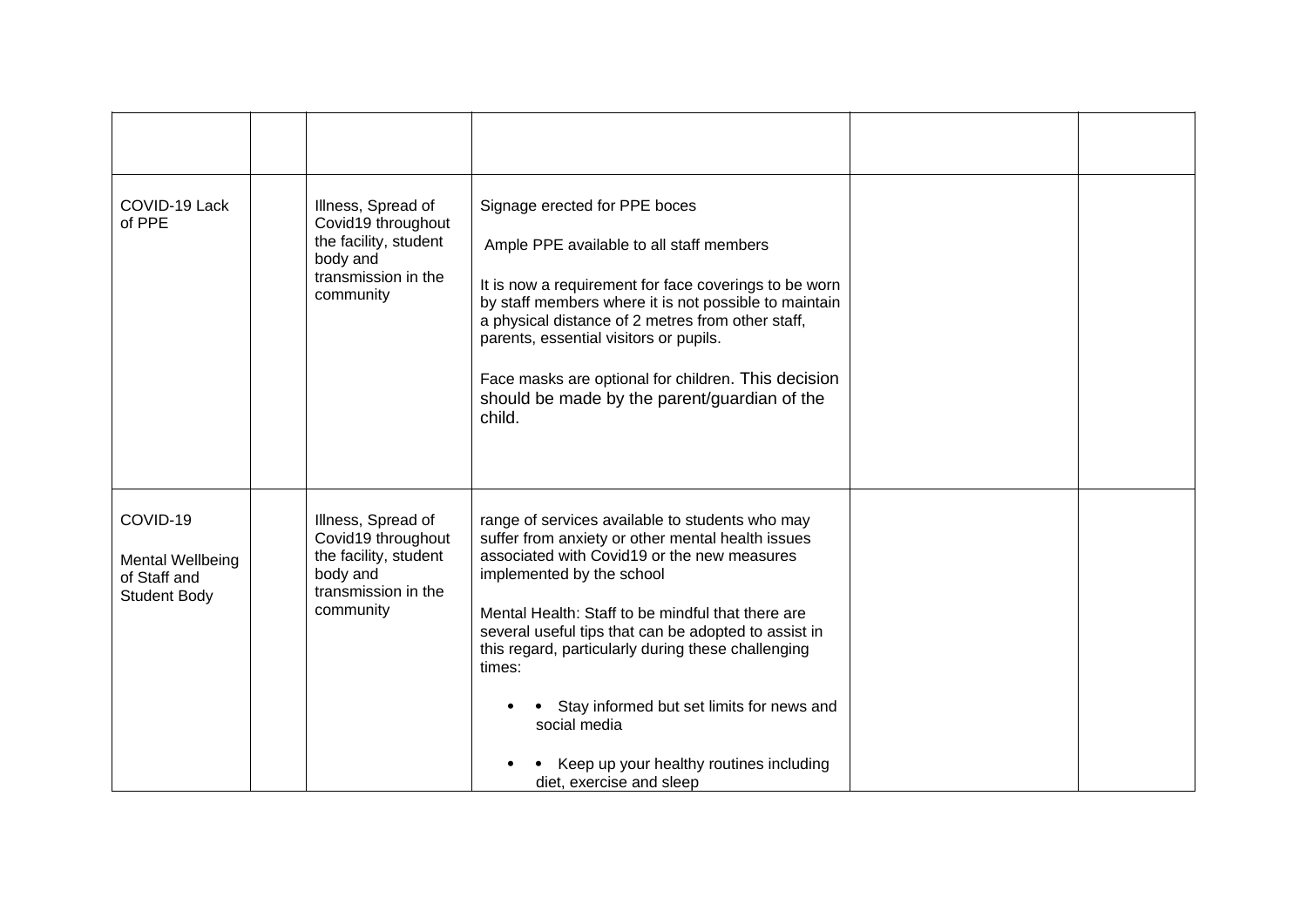| | | | | | |
|---|---|---|---|---|---|
| | | | | | |
| COVID-19 Lack of PPE | | Illness, Spread of Covid19 throughout the facility, student body and transmission in the community | Signage erected for PPE boces<br><br>Ample PPE available to all staff members<br><br>It is now a requirement for face coverings to be worn by staff members where it is not possible to maintain a physical distance of 2 metres from other staff, parents, essential visitors or pupils.<br><br>Face masks are optional for children. This decision should be made by the parent/guardian of the child. | | |
| COVID-19<br><br>Mental Wellbeing of Staff and Student Body | | Illness, Spread of Covid19 throughout the facility, student body and transmission in the community | range of services available to students who may suffer from anxiety or other mental health issues associated with Covid19 or the new measures implemented by the school<br><br>Mental Health: Staff to be mindful that there are several useful tips that can be adopted to assist in this regard, particularly during these challenging times:<br><br>• • Stay informed but set limits for news and social media<br><br>• • Keep up your healthy routines including diet, exercise and sleep | | |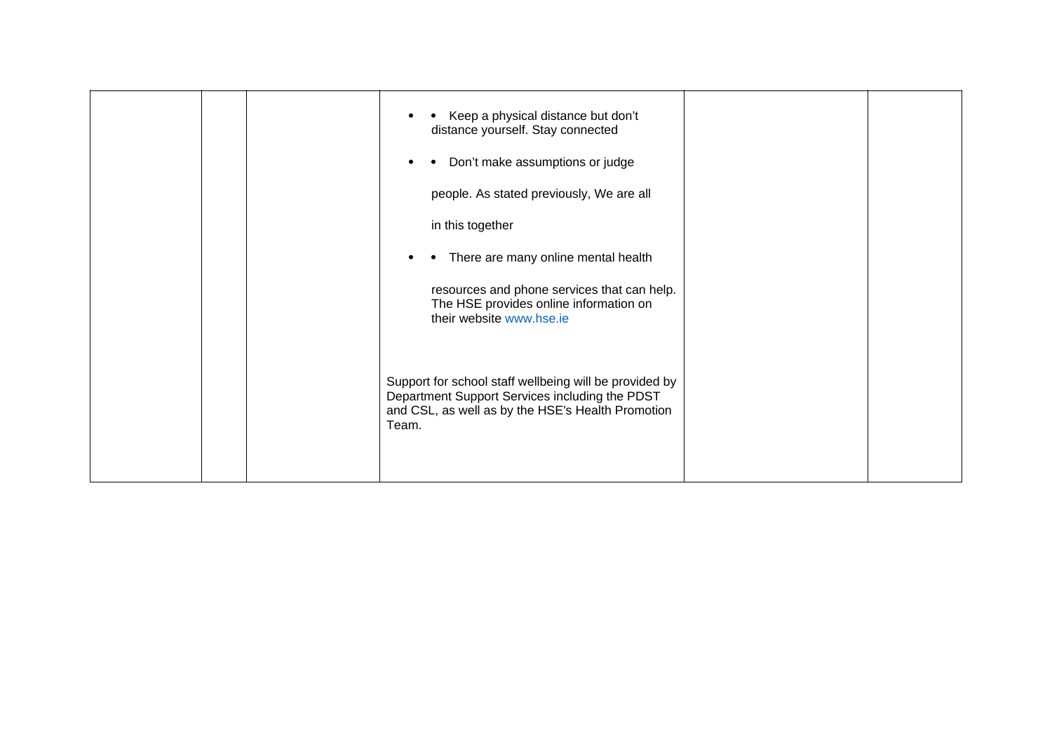| | | | | | |
|---|---|---|---|---|---|
| | | | • • Keep a physical distance but don't distance yourself. Stay connected<br><br>• • Don't make assumptions or judge<br><br>people. As stated previously, We are all<br><br>in this together<br><br>• • There are many online mental health<br><br>resources and phone services that can help. The HSE provides online information on their website www.hse.ie<br><br>Support for school staff wellbeing will be provided by Department Support Services including the PDST and CSL, as well as by the HSE's Health Promotion Team. | | |